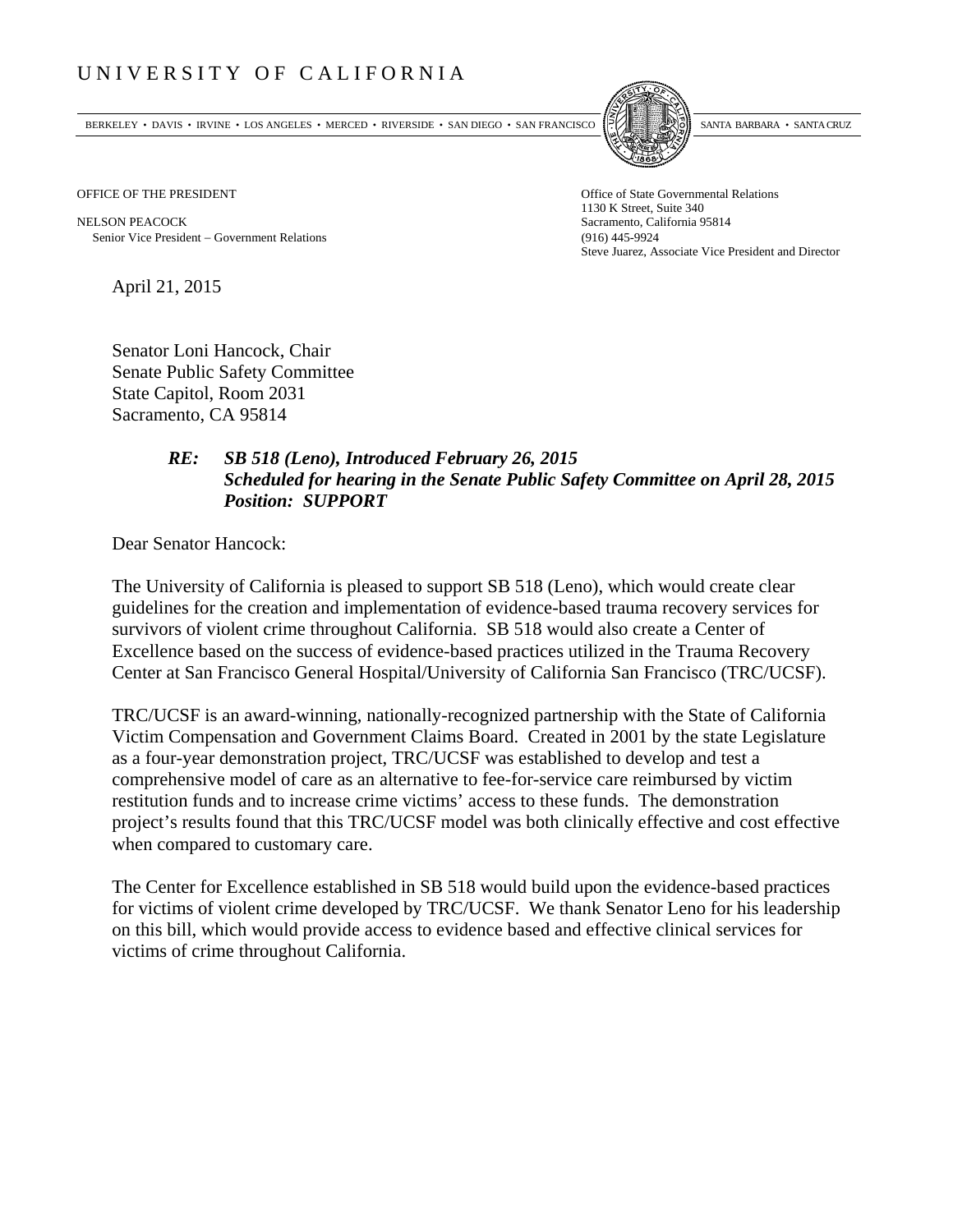# UNIVERSITY OF CALIFORNIA

BERKELEY • DAVIS • IRVINE • LOS ANGELES • MERCED • RIVERSIDE • SAN DIEGO • SAN FRANCISCO SANTA BARBARA • SANTA CRUZ

OFFICE OF THE PRESIDENT

NELSON PEACOCK
Senior Vice President – Government Relations

Office of State Governmental Relations
1130 K Street, Suite 340
Sacramento, California 95814
(916) 445-9924
Steve Juarez, Associate Vice President and Director

April 21, 2015

Senator Loni Hancock, Chair
Senate Public Safety Committee
State Capitol, Room 2031
Sacramento, CA 95814

***RE: SB 518 (Leno), Introduced February 26, 2015***
***Scheduled for hearing in the Senate Public Safety Committee on April 28, 2015***
***Position: SUPPORT***

Dear Senator Hancock:

The University of California is pleased to support SB 518 (Leno), which would create clear guidelines for the creation and implementation of evidence-based trauma recovery services for survivors of violent crime throughout California. SB 518 would also create a Center of Excellence based on the success of evidence-based practices utilized in the Trauma Recovery Center at San Francisco General Hospital/University of California San Francisco (TRC/UCSF).

TRC/UCSF is an award-winning, nationally-recognized partnership with the State of California Victim Compensation and Government Claims Board. Created in 2001 by the state Legislature as a four-year demonstration project, TRC/UCSF was established to develop and test a comprehensive model of care as an alternative to fee-for-service care reimbursed by victim restitution funds and to increase crime victims' access to these funds. The demonstration project's results found that this TRC/UCSF model was both clinically effective and cost effective when compared to customary care.

The Center for Excellence established in SB 518 would build upon the evidence-based practices for victims of violent crime developed by TRC/UCSF. We thank Senator Leno for his leadership on this bill, which would provide access to evidence based and effective clinical services for victims of crime throughout California.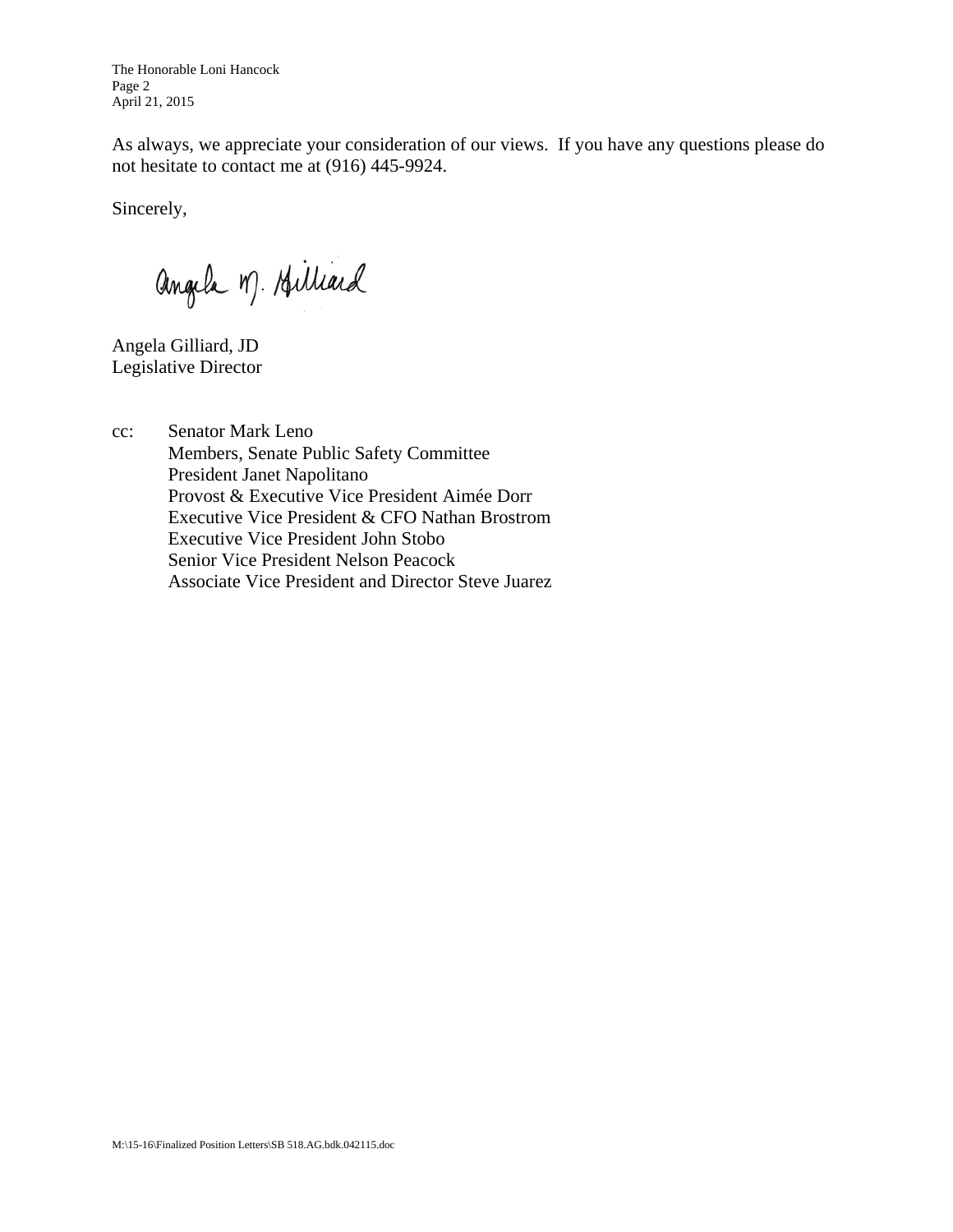As always, we appreciate your consideration of our views. If you have any questions please do not hesitate to contact me at (916) 445-9924.

Sincerely,

Angela M. Gilliard

Angela Gilliard, JD
Legislative Director

cc: Senator Mark Leno
Members, Senate Public Safety Committee
President Janet Napolitano
Provost & Executive Vice President Aimée Dorr
Executive Vice President & CFO Nathan Brostrom
Executive Vice President John Stobo
Senior Vice President Nelson Peacock
Associate Vice President and Director Steve Juarez

M:\15-16\Finalized Position Letters\SB 518.AG.bdk.042115.doc